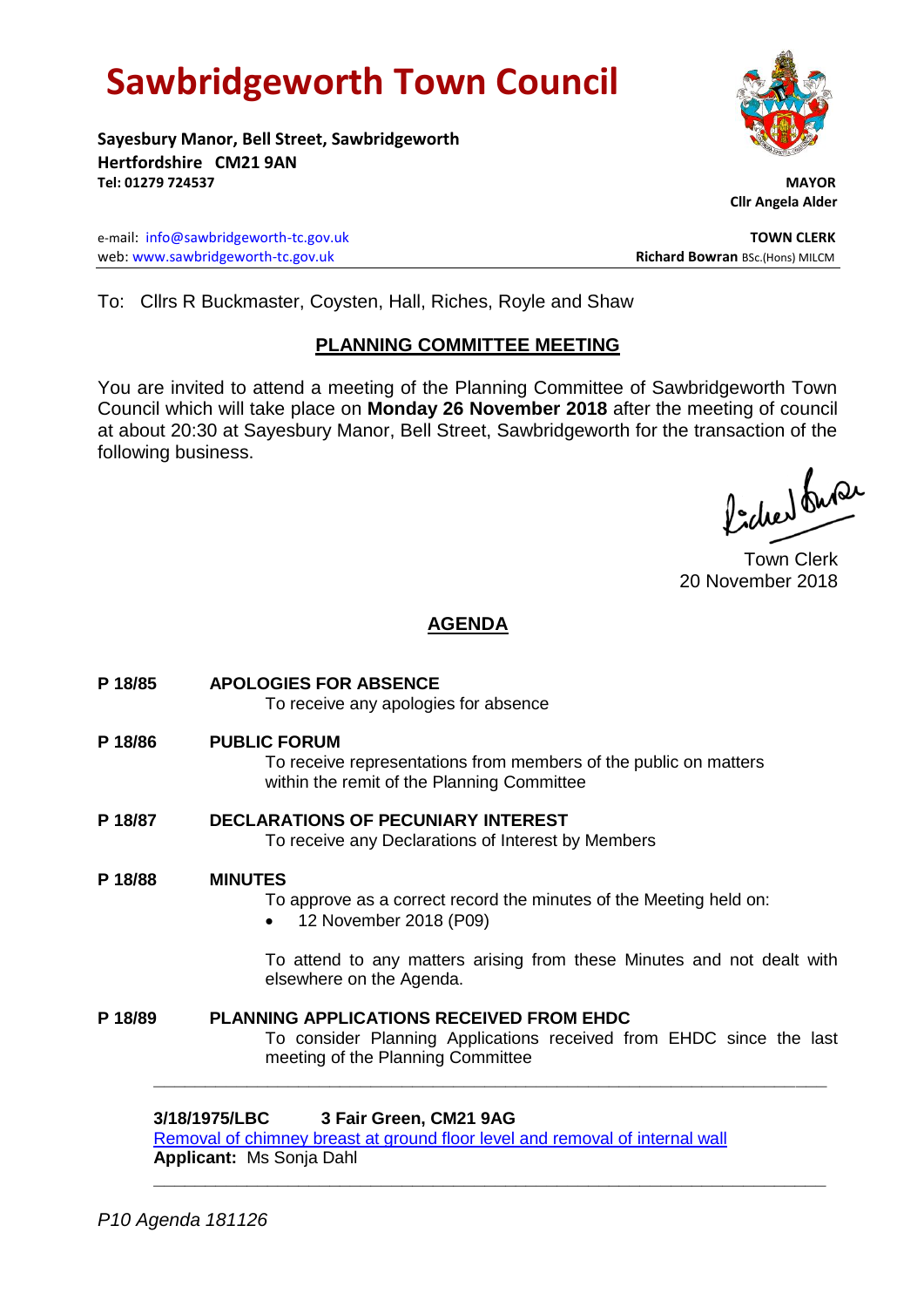# Sawbridgeworth Town Council

**Sayesbury Manor, Bell Street, Sawbridgeworth**
**Hertfordshire CM21 9AN**
**Tel: 01279 724537**

**MAYOR**
**Cllr Angela Alder**

e-mail: info@sawbridgeworth-tc.gov.uk
web: www.sawbridgeworth-tc.gov.uk

**TOWN CLERK**
**Richard Bowran** BSc.(Hons) MILCM

---

To: Cllrs R Buckmaster, Coysten, Hall, Riches, Royle and Shaw

## PLANNING COMMITTEE MEETING

You are invited to attend a meeting of the Planning Committee of Sawbridgeworth Town Council which will take place on **Monday 26 November 2018** after the meeting of council at about 20:30 at Sayesbury Manor, Bell Street, Sawbridgeworth for the transaction of the following business.

Town Clerk
20 November 2018

## AGENDA

**P 18/85 APOLOGIES FOR ABSENCE**
To receive any apologies for absence

**P 18/86 PUBLIC FORUM**
To receive representations from members of the public on matters within the remit of the Planning Committee

**P 18/87 DECLARATIONS OF PECUNIARY INTEREST**
To receive any Declarations of Interest by Members

**P 18/88 MINUTES**
To approve as a correct record the minutes of the Meeting held on:

- 12 November 2018 (P09)

To attend to any matters arising from these Minutes and not dealt with elsewhere on the Agenda.

**P 18/89 PLANNING APPLICATIONS RECEIVED FROM EHDC**
To consider Planning Applications received from EHDC since the last meeting of the Planning Committee

---

**3/18/1975/LBC 3 Fair Green, CM21 9AG**
Removal of chimney breast at ground floor level and removal of internal wall
**Applicant:** Ms Sonja Dahl

---

*P10 Agenda 181126*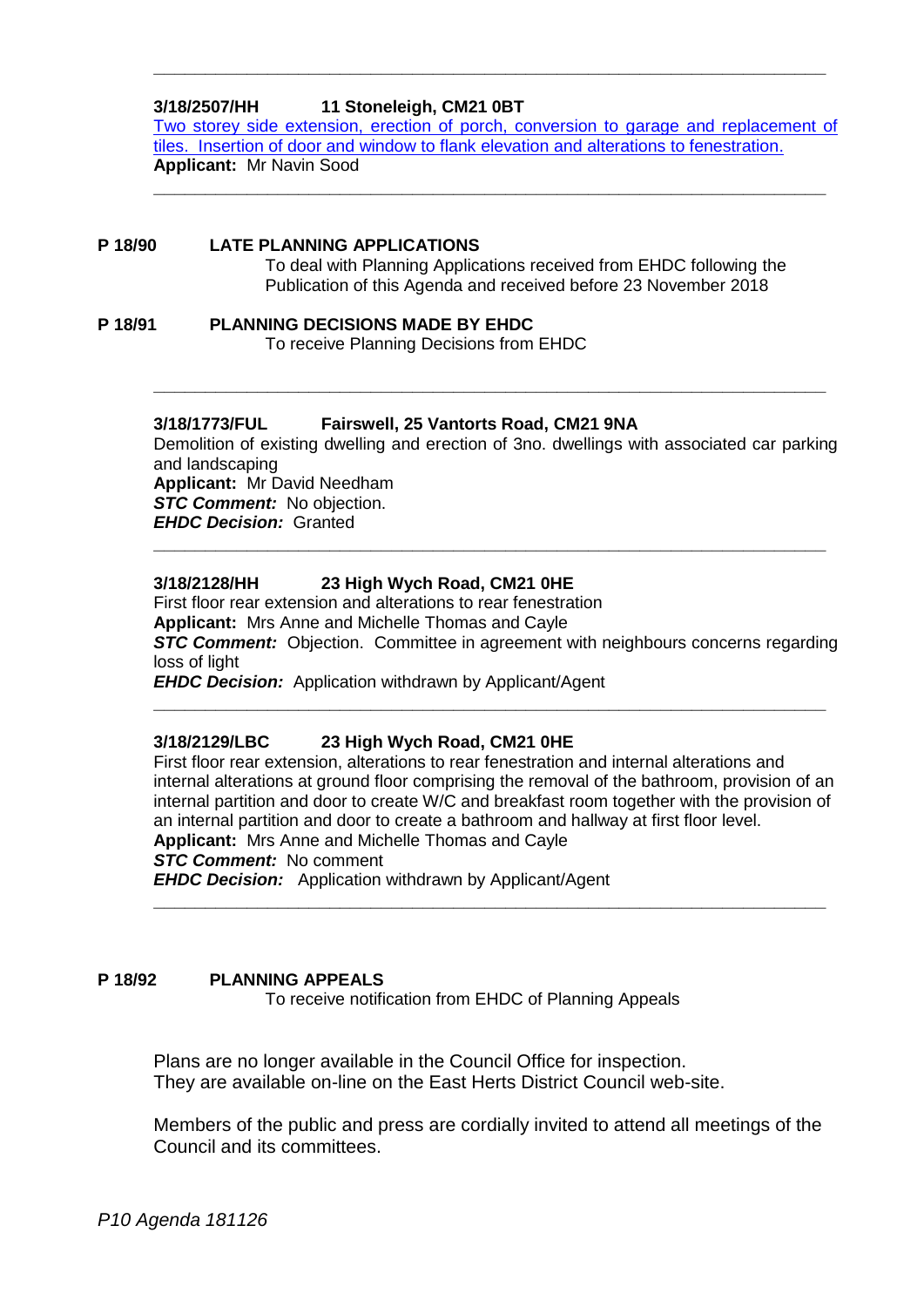---

**3/18/2507/HH 11 Stoneleigh, CM21 0BT**

[Two storey side extension, erection of porch, conversion to garage and replacement of tiles. Insertion of door and window to flank elevation and alterations to fenestration.]

**Applicant:** Mr Navin Sood

---

**P 18/90 LATE PLANNING APPLICATIONS**

To deal with Planning Applications received from EHDC following the Publication of this Agenda and received before 23 November 2018

**P 18/91 PLANNING DECISIONS MADE BY EHDC**

To receive Planning Decisions from EHDC

---

**3/18/1773/FUL Fairswell, 25 Vantorts Road, CM21 9NA**

Demolition of existing dwelling and erection of 3no. dwellings with associated car parking and landscaping

**Applicant:** Mr David Needham

***STC Comment:*** No objection.

***EHDC Decision:*** Granted

---

**3/18/2128/HH 23 High Wych Road, CM21 0HE**

First floor rear extension and alterations to rear fenestration

**Applicant:** Mrs Anne and Michelle Thomas and Cayle

***STC Comment:*** Objection. Committee in agreement with neighbours concerns regarding loss of light

***EHDC Decision:*** Application withdrawn by Applicant/Agent

---

**3/18/2129/LBC 23 High Wych Road, CM21 0HE**

First floor rear extension, alterations to rear fenestration and internal alterations and internal alterations at ground floor comprising the removal of the bathroom, provision of an internal partition and door to create W/C and breakfast room together with the provision of an internal partition and door to create a bathroom and hallway at first floor level.

**Applicant:** Mrs Anne and Michelle Thomas and Cayle

***STC Comment:*** No comment

***EHDC Decision:*** Application withdrawn by Applicant/Agent

---

**P 18/92 PLANNING APPEALS**

To receive notification from EHDC of Planning Appeals

Plans are no longer available in the Council Office for inspection.
They are available on-line on the East Herts District Council web-site.

Members of the public and press are cordially invited to attend all meetings of the Council and its committees.

*P10 Agenda 181126*